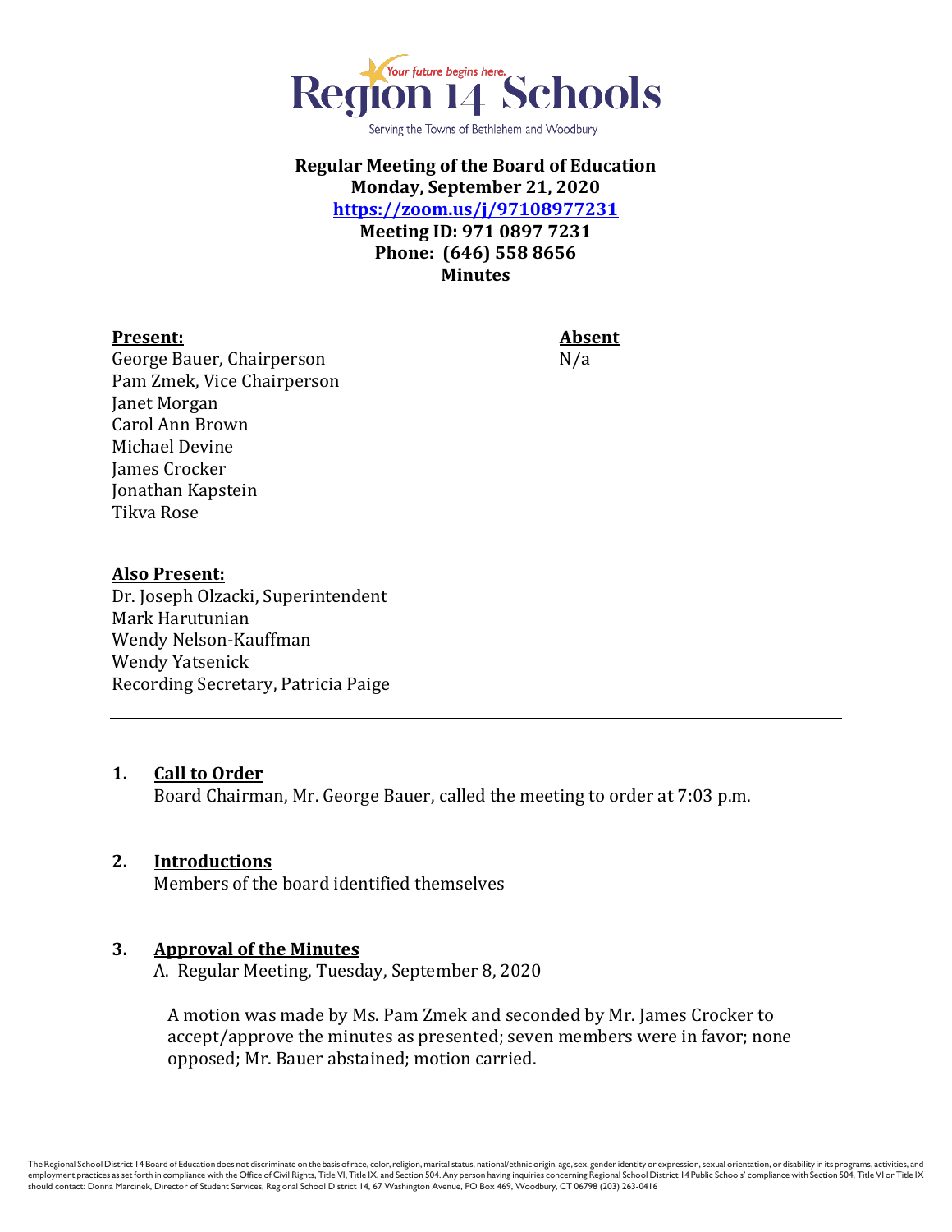Region 14 Schools

Your future begins here.

Serving the Towns of Bethlehem and Woodbury

**Regular Meeting of the Board of Education**
**Monday, September 21, 2020**
**https://zoom.us/j/97108977231**
**Meeting ID: 971 0897 7231**
**Phone: (646) 558 8656**
**Minutes**

**Present:**
George Bauer, Chairperson
Pam Zmek, Vice Chairperson
Janet Morgan
Carol Ann Brown
Michael Devine
James Crocker
Jonathan Kapstein
Tikva Rose

**Absent**
N/a

**Also Present:**
Dr. Joseph Olzacki, Superintendent
Mark Harutunian
Wendy Nelson-Kauffman
Wendy Yatsenick
Recording Secretary, Patricia Paige

---

1. **Call to Order**
   Board Chairman, Mr. George Bauer, called the meeting to order at 7:03 p.m.

2. **Introductions**
   Members of the board identified themselves

3. **Approval of the Minutes**
   A. Regular Meeting, Tuesday, September 8, 2020

   A motion was made by Ms. Pam Zmek and seconded by Mr. James Crocker to accept/approve the minutes as presented; seven members were in favor; none opposed; Mr. Bauer abstained; motion carried.

The Regional School District 14 Board of Education does not discriminate on the basis of race, color, religion, marital status, national/ethnic origin, age, sex, gender identity or expression, sexual orientation, or disability in its programs, activities, and employment practices as set forth in compliance with the Office of Civil Rights, Title VI, Title IX, and Section 504. Any person having inquiries concerning Regional School District 14 Public Schools' compliance with Section 504, Title VI or Title IX should contact: Donna Marcinek, Director of Student Services, Regional School District 14, 67 Washington Avenue, PO Box 469, Woodbury, CT 06798 (203) 263-0416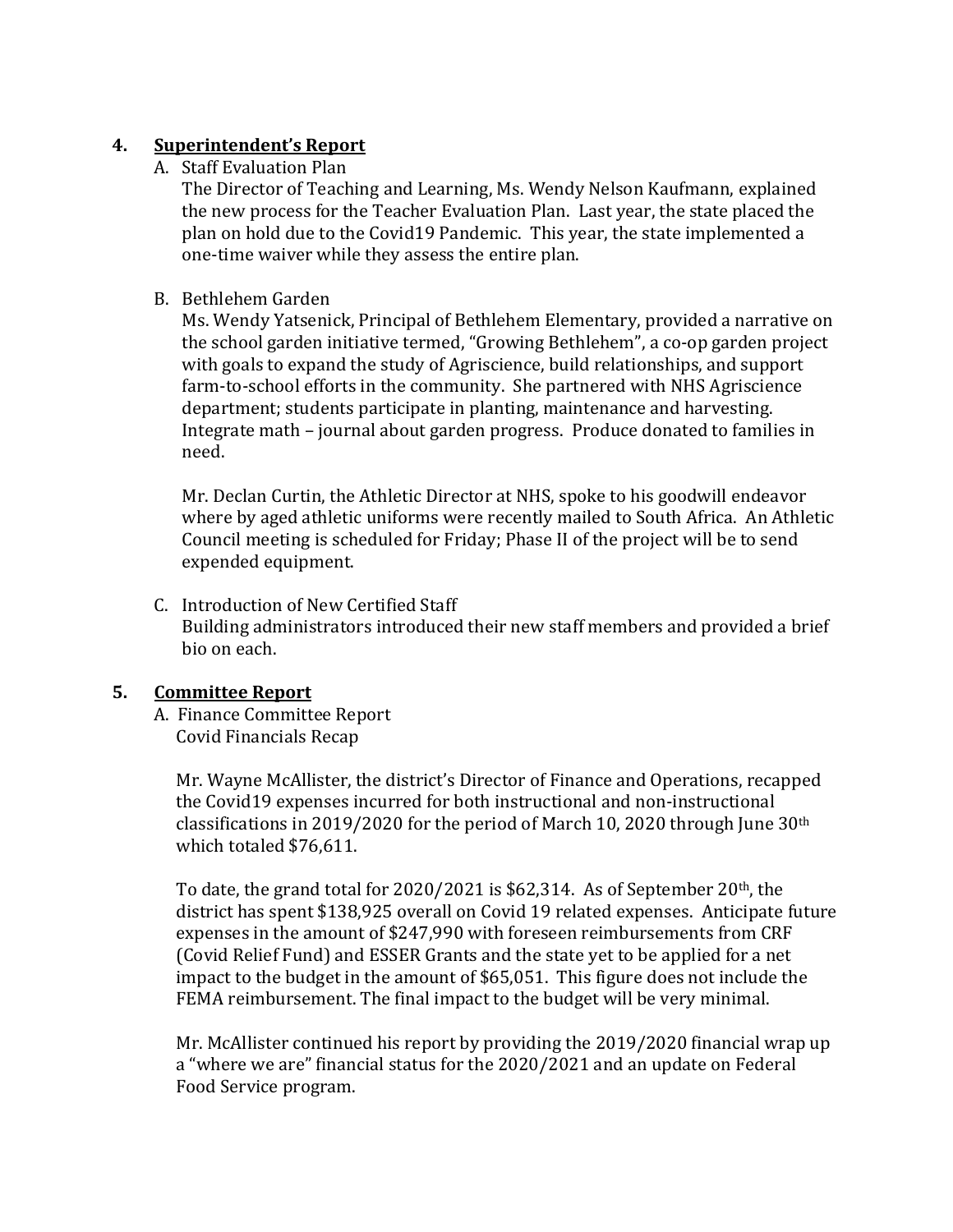## 4. Superintendent's Report

A. Staff Evaluation Plan

The Director of Teaching and Learning, Ms. Wendy Nelson Kaufmann, explained the new process for the Teacher Evaluation Plan. Last year, the state placed the plan on hold due to the Covid19 Pandemic. This year, the state implemented a one-time waiver while they assess the entire plan.

B. Bethlehem Garden

Ms. Wendy Yatsenick, Principal of Bethlehem Elementary, provided a narrative on the school garden initiative termed, "Growing Bethlehem", a co-op garden project with goals to expand the study of Agriscience, build relationships, and support farm-to-school efforts in the community. She partnered with NHS Agriscience department; students participate in planting, maintenance and harvesting. Integrate math – journal about garden progress. Produce donated to families in need.

Mr. Declan Curtin, the Athletic Director at NHS, spoke to his goodwill endeavor where by aged athletic uniforms were recently mailed to South Africa. An Athletic Council meeting is scheduled for Friday; Phase II of the project will be to send expended equipment.

C. Introduction of New Certified Staff

Building administrators introduced their new staff members and provided a brief bio on each.

## 5. Committee Report

A. Finance Committee Report

Covid Financials Recap

Mr. Wayne McAllister, the district's Director of Finance and Operations, recapped the Covid19 expenses incurred for both instructional and non-instructional classifications in 2019/2020 for the period of March 10, 2020 through June 30th which totaled $76,611.

To date, the grand total for 2020/2021 is $62,314. As of September 20th, the district has spent $138,925 overall on Covid 19 related expenses. Anticipate future expenses in the amount of $247,990 with foreseen reimbursements from CRF (Covid Relief Fund) and ESSER Grants and the state yet to be applied for a net impact to the budget in the amount of $65,051. This figure does not include the FEMA reimbursement. The final impact to the budget will be very minimal.

Mr. McAllister continued his report by providing the 2019/2020 financial wrap up a "where we are" financial status for the 2020/2021 and an update on Federal Food Service program.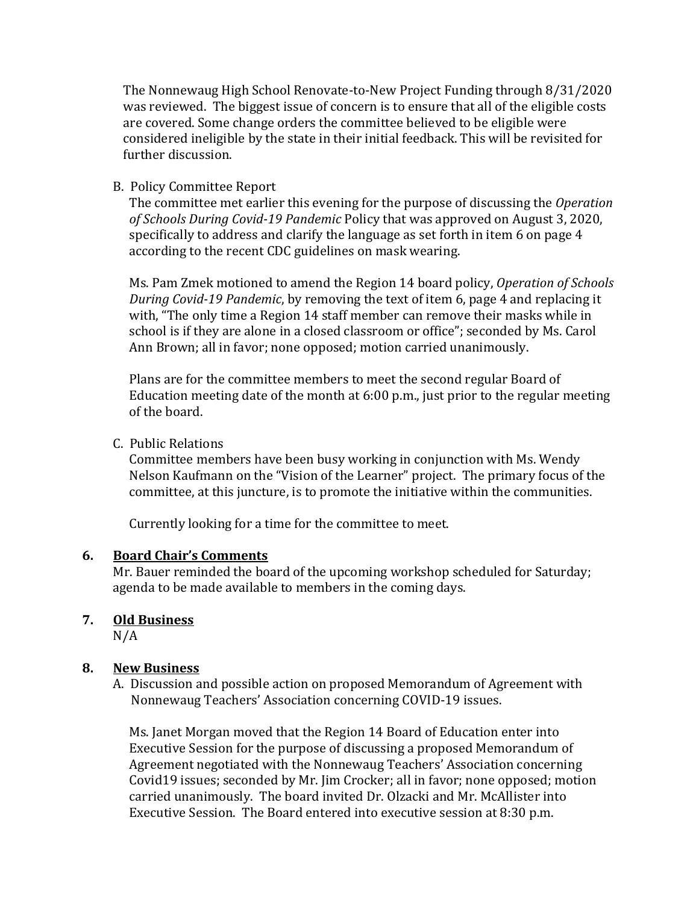The Nonnewaug High School Renovate-to-New Project Funding through 8/31/2020 was reviewed. The biggest issue of concern is to ensure that all of the eligible costs are covered. Some change orders the committee believed to be eligible were considered ineligible by the state in their initial feedback. This will be revisited for further discussion.

B. Policy Committee Report

The committee met earlier this evening for the purpose of discussing the *Operation of Schools During Covid-19 Pandemic* Policy that was approved on August 3, 2020, specifically to address and clarify the language as set forth in item 6 on page 4 according to the recent CDC guidelines on mask wearing.

Ms. Pam Zmek motioned to amend the Region 14 board policy, *Operation of Schools During Covid-19 Pandemic*, by removing the text of item 6, page 4 and replacing it with, "The only time a Region 14 staff member can remove their masks while in school is if they are alone in a closed classroom or office"; seconded by Ms. Carol Ann Brown; all in favor; none opposed; motion carried unanimously.

Plans are for the committee members to meet the second regular Board of Education meeting date of the month at 6:00 p.m., just prior to the regular meeting of the board.

C. Public Relations

Committee members have been busy working in conjunction with Ms. Wendy Nelson Kaufmann on the "Vision of the Learner" project. The primary focus of the committee, at this juncture, is to promote the initiative within the communities.

Currently looking for a time for the committee to meet.

**6. <u>Board Chair's Comments</u>**

Mr. Bauer reminded the board of the upcoming workshop scheduled for Saturday; agenda to be made available to members in the coming days.

**7. <u>Old Business</u>**

N/A

**8. <u>New Business</u>**

A. Discussion and possible action on proposed Memorandum of Agreement with Nonnewaug Teachers' Association concerning COVID-19 issues.

Ms. Janet Morgan moved that the Region 14 Board of Education enter into Executive Session for the purpose of discussing a proposed Memorandum of Agreement negotiated with the Nonnewaug Teachers' Association concerning Covid19 issues; seconded by Mr. Jim Crocker; all in favor; none opposed; motion carried unanimously. The board invited Dr. Olzacki and Mr. McAllister into Executive Session. The Board entered into executive session at 8:30 p.m.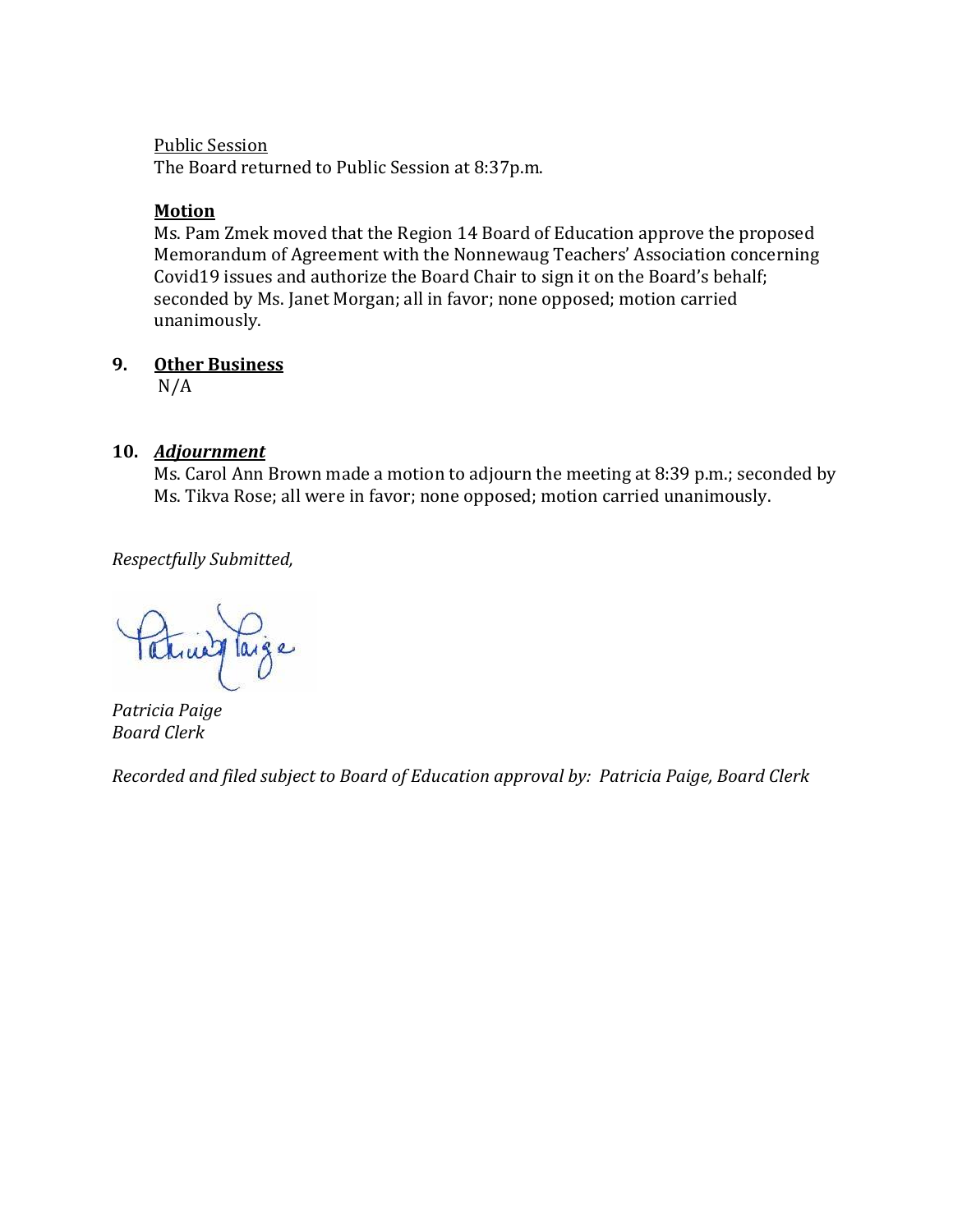Public Session
The Board returned to Public Session at 8:37p.m.

**Motion**
Ms. Pam Zmek moved that the Region 14 Board of Education approve the proposed Memorandum of Agreement with the Nonnewaug Teachers' Association concerning Covid19 issues and authorize the Board Chair to sign it on the Board's behalf; seconded by Ms. Janet Morgan; all in favor; none opposed; motion carried unanimously.

**9. Other Business**
N/A

**10. *Adjournment***
Ms. Carol Ann Brown made a motion to adjourn the meeting at 8:39 p.m.; seconded by Ms. Tikva Rose; all were in favor; none opposed; motion carried unanimously.

*Respectfully Submitted,*

*Patricia Paige*
*Board Clerk*

*Recorded and filed subject to Board of Education approval by: Patricia Paige, Board Clerk*